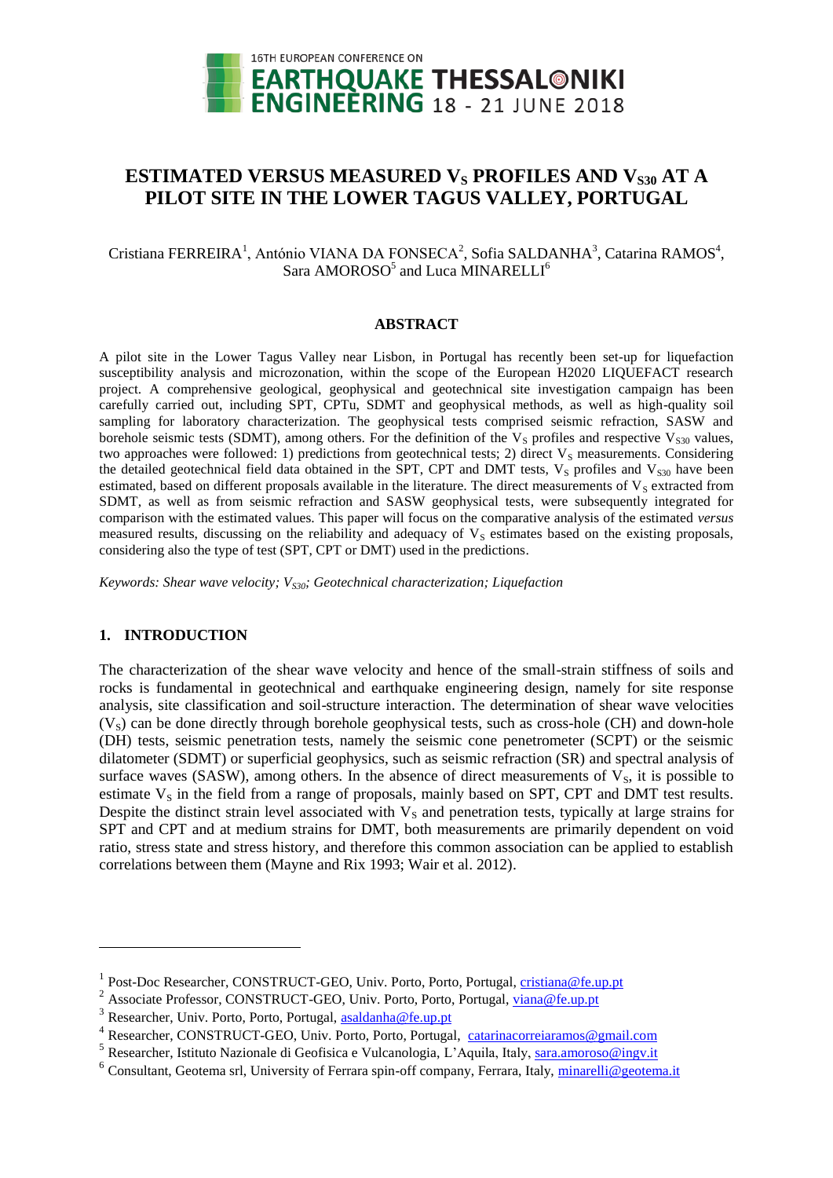# ESTIMATED VERSUS MEASURED $V_S$ PROFILES AND $V_{S30}$ AT A PILOT SITE IN THE LOWER TAGUS VALLEY, PORTUGAL

Cristiana FERREIRA[1], António VIANA DA FONSECA[2], Sofia SALDANHA[3], Catarina RAMOS[4], Sara AMOROSO[5] and Luca MINARELLI[6]

## ABSTRACT

A pilot site in the Lower Tagus Valley near Lisbon, in Portugal has recently been set-up for liquefaction susceptibility analysis and microzonation, within the scope of the European H2020 LIQUEFACT research project. A comprehensive geological, geophysical and geotechnical site investigation campaign has been carefully carried out, including SPT, CPTu, SDMT and geophysical methods, as well as high-quality soil sampling for laboratory characterization. The geophysical tests comprised seismic refraction, SASW and borehole seismic tests (SDMT), among others. For the definition of the $V_S$ profiles and respective $V_{S30}$ values, two approaches were followed: 1) predictions from geotechnical tests; 2) direct $V_S$ measurements. Considering the detailed geotechnical field data obtained in the SPT, CPT and DMT tests, $V_S$ profiles and $V_{S30}$ have been estimated, based on different proposals available in the literature. The direct measurements of $V_S$ extracted from SDMT, as well as from seismic refraction and SASW geophysical tests, were subsequently integrated for comparison with the estimated values. This paper will focus on the comparative analysis of the estimated *versus* measured results, discussing on the reliability and adequacy of $V_S$ estimates based on the existing proposals, considering also the type of test (SPT, CPT or DMT) used in the predictions.

*Keywords: Shear wave velocity; $V_{S30}$; Geotechnical characterization; Liquefaction*

## 1. INTRODUCTION

The characterization of the shear wave velocity and hence of the small-strain stiffness of soils and rocks is fundamental in geotechnical and earthquake engineering design, namely for site response analysis, site classification and soil-structure interaction. The determination of shear wave velocities ($V_S$) can be done directly through borehole geophysical tests, such as cross-hole (CH) and down-hole (DH) tests, seismic penetration tests, namely the seismic cone penetrometer (SCPT) or the seismic dilatometer (SDMT) or superficial geophysics, such as seismic refraction (SR) and spectral analysis of surface waves (SASW), among others. In the absence of direct measurements of $V_S$, it is possible to estimate $V_S$ in the field from a range of proposals, mainly based on SPT, CPT and DMT test results. Despite the distinct strain level associated with $V_S$ and penetration tests, typically at large strains for SPT and CPT and at medium strains for DMT, both measurements are primarily dependent on void ratio, stress state and stress history, and therefore this common association can be applied to establish correlations between them (Mayne and Rix 1993; Wair et al. 2012).

---

[1] Post-Doc Researcher, CONSTRUCT-GEO, Univ. Porto, Porto, Portugal, cristiana@fe.up.pt
[2] Associate Professor, CONSTRUCT-GEO, Univ. Porto, Porto, Portugal, viana@fe.up.pt
[3] Researcher, Univ. Porto, Porto, Portugal, asaldanha@fe.up.pt
[4] Researcher, CONSTRUCT-GEO, Univ. Porto, Porto, Portugal, catarinacorreiaramos@gmail.com
[5] Researcher, Istituto Nazionale di Geofisica e Vulcanologia, L'Aquila, Italy, sara.amoroso@ingv.it
[6] Consultant, Geotema srl, University of Ferrara spin-off company, Ferrara, Italy, minarelli@geotema.it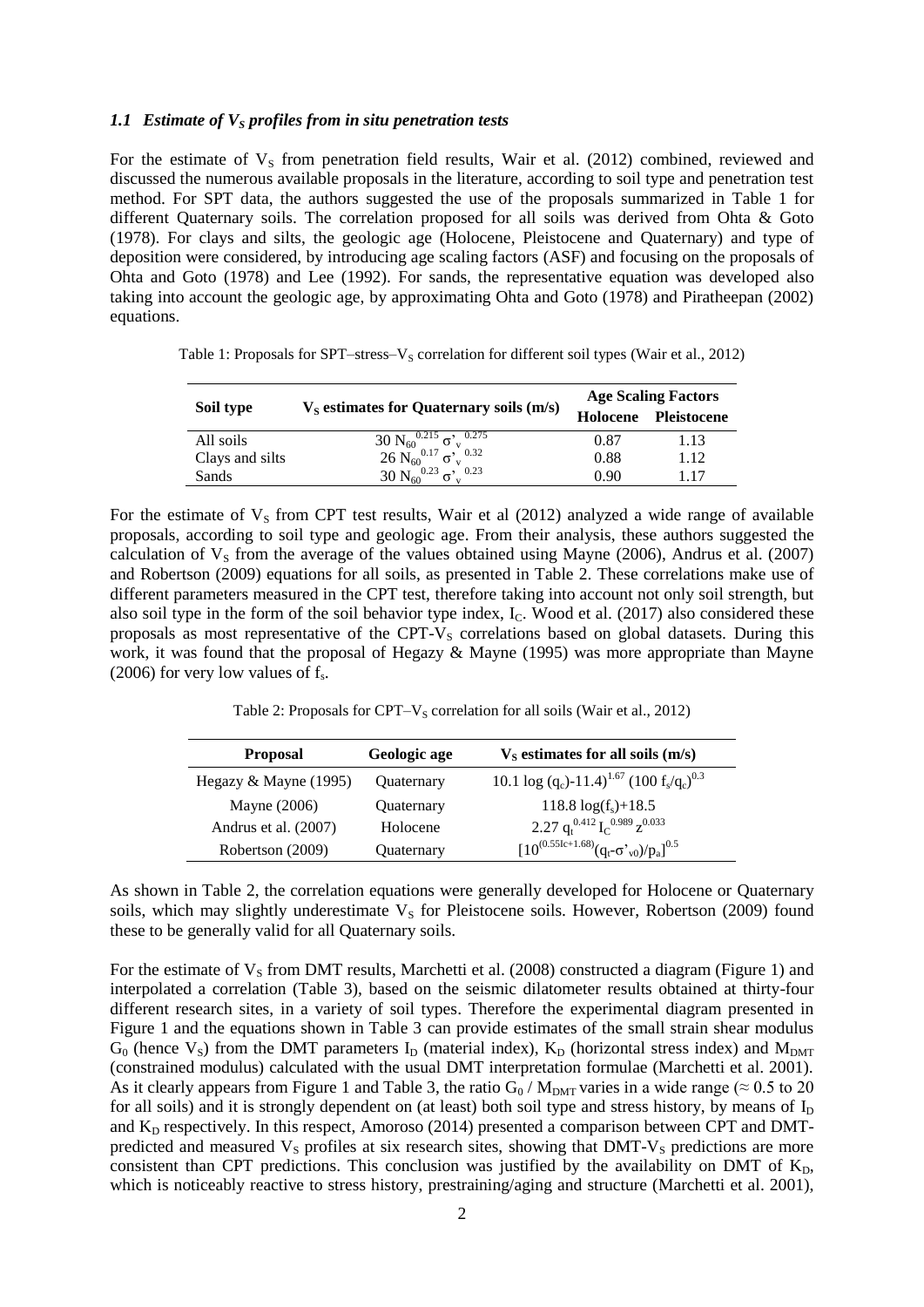### *1.1 Estimate of $V_S$ profiles from in situ penetration tests*

For the estimate of $V_S$ from penetration field results, Wair et al. (2012) combined, reviewed and discussed the numerous available proposals in the literature, according to soil type and penetration test method. For SPT data, the authors suggested the use of the proposals summarized in Table 1 for different Quaternary soils. The correlation proposed for all soils was derived from Ohta & Goto (1978). For clays and silts, the geologic age (Holocene, Pleistocene and Quaternary) and type of deposition were considered, by introducing age scaling factors (ASF) and focusing on the proposals of Ohta and Goto (1978) and Lee (1992). For sands, the representative equation was developed also taking into account the geologic age, by approximating Ohta and Goto (1978) and Piratheepan (2002) equations.

Table 1: Proposals for SPT–stress–$V_S$ correlation for different soil types (Wair et al., 2012)

| Soil type | $V_S$ estimates for Quaternary soils (m/s) | Age Scaling Factors | |
|---|---|---|---|
| | | Holocene | Pleistocene |
| All soils | $30\ N_{60}^{0.215}\ \sigma'_v{}^{0.275}$ | 0.87 | 1.13 |
| Clays and silts | $26\ N_{60}^{0.17}\ \sigma'_v{}^{0.32}$ | 0.88 | 1.12 |
| Sands | $30\ N_{60}^{0.23}\ \sigma'_v{}^{0.23}$ | 0.90 | 1.17 |

For the estimate of $V_S$ from CPT test results, Wair et al (2012) analyzed a wide range of available proposals, according to soil type and geologic age. From their analysis, these authors suggested the calculation of $V_S$ from the average of the values obtained using Mayne (2006), Andrus et al. (2007) and Robertson (2009) equations for all soils, as presented in Table 2. These correlations make use of different parameters measured in the CPT test, therefore taking into account not only soil strength, but also soil type in the form of the soil behavior type index, $I_C$. Wood et al. (2017) also considered these proposals as most representative of the CPT-$V_S$ correlations based on global datasets. During this work, it was found that the proposal of Hegazy & Mayne (1995) was more appropriate than Mayne (2006) for very low values of $f_s$.

Table 2: Proposals for CPT–$V_S$ correlation for all soils (Wair et al., 2012)

| Proposal | Geologic age | $V_S$ estimates for all soils (m/s) |
|---|---|---|
| Hegazy & Mayne (1995) | Quaternary | $10.1\ \log(q_c)\text{-}11.4)^{1.67}\ (100\ f_s/q_c)^{0.3}$ |
| Mayne (2006) | Quaternary | $118.8\ \log(f_s)+18.5$ |
| Andrus et al. (2007) | Holocene | $2.27\ q_t^{0.412}\ I_C^{0.989}\ z^{0.033}$ |
| Robertson (2009) | Quaternary | $[10^{(0.55Ic+1.68)}(q_t\text{-}\sigma'_{v0})/p_a]^{0.5}$ |

As shown in Table 2, the correlation equations were generally developed for Holocene or Quaternary soils, which may slightly underestimate $V_S$ for Pleistocene soils. However, Robertson (2009) found these to be generally valid for all Quaternary soils.

For the estimate of $V_S$ from DMT results, Marchetti et al. (2008) constructed a diagram (Figure 1) and interpolated a correlation (Table 3), based on the seismic dilatometer results obtained at thirty-four different research sites, in a variety of soil types. Therefore the experimental diagram presented in Figure 1 and the equations shown in Table 3 can provide estimates of the small strain shear modulus $G_0$ (hence $V_S$) from the DMT parameters $I_D$ (material index), $K_D$ (horizontal stress index) and $M_{DMT}$ (constrained modulus) calculated with the usual DMT interpretation formulae (Marchetti et al. 2001). As it clearly appears from Figure 1 and Table 3, the ratio $G_0$ / $M_{DMT}$ varies in a wide range ($\approx$ 0.5 to 20 for all soils) and it is strongly dependent on (at least) both soil type and stress history, by means of $I_D$ and $K_D$ respectively. In this respect, Amoroso (2014) presented a comparison between CPT and DMT-predicted and measured $V_S$ profiles at six research sites, showing that DMT-$V_S$ predictions are more consistent than CPT predictions. This conclusion was justified by the availability on DMT of $K_D$, which is noticeably reactive to stress history, prestraining/aging and structure (Marchetti et al. 2001),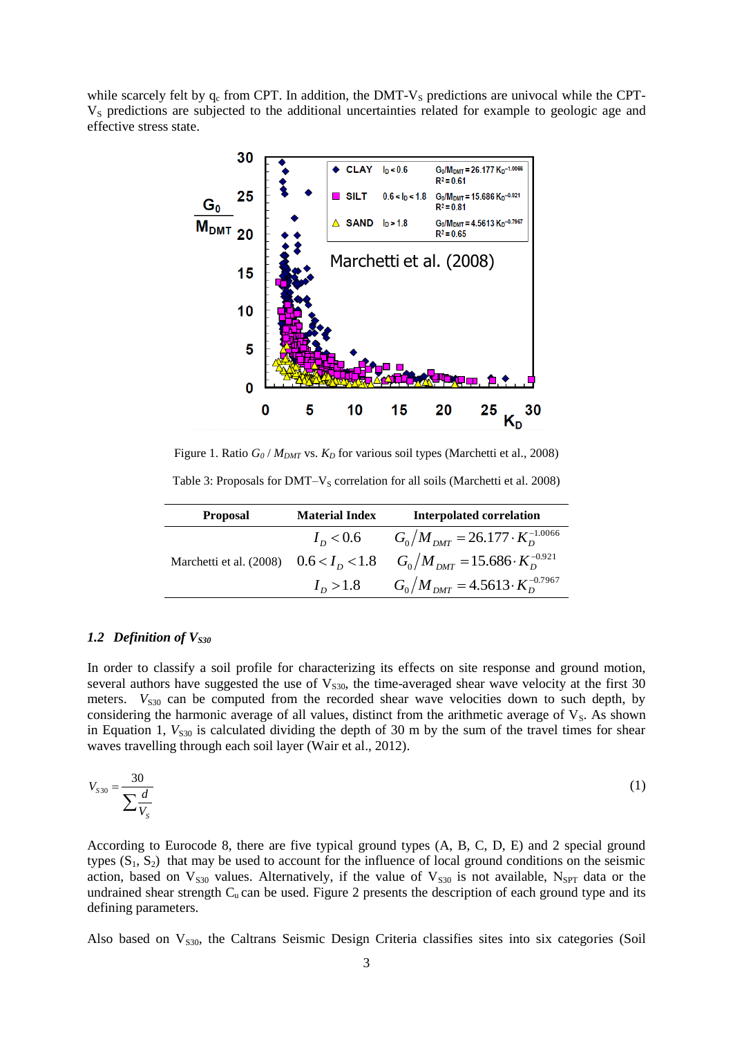while scarcely felt by $q_c$ from CPT. In addition, the DMT-$V_S$ predictions are univocal while the CPT-$V_S$ predictions are subjected to the additional uncertainties related for example to geologic age and effective stress state.

Figure 1. Ratio $G_0 / M_{DMT}$ vs. $K_D$ for various soil types (Marchetti et al., 2008)

Table 3: Proposals for DMT–$V_S$ correlation for all soils (Marchetti et al. 2008)

| Proposal | Material Index | Interpolated correlation |
|---|---|---|
| | $I_D < 0.6$ | $G_0/M_{DMT} = 26.177 \cdot K_D^{-1.0066}$ |
| Marchetti et al. (2008) | $0.6 < I_D < 1.8$ | $G_0/M_{DMT} = 15.686 \cdot K_D^{-0.921}$ |
| | $I_D > 1.8$ | $G_0/M_{DMT} = 4.5613 \cdot K_D^{-0.7967}$ |

### *1.2 Definition of $V_{S30}$*

In order to classify a soil profile for characterizing its effects on site response and ground motion, several authors have suggested the use of $V_{S30}$, the time-averaged shear wave velocity at the first 30 meters. $V_{S30}$ can be computed from the recorded shear wave velocities down to such depth, by considering the harmonic average of all values, distinct from the arithmetic average of $V_S$. As shown in Equation 1, $V_{S30}$ is calculated dividing the depth of 30 m by the sum of the travel times for shear waves travelling through each soil layer (Wair et al., 2012).

$$V_{S30} = \frac{30}{\sum \frac{d}{V_s}} \tag{1}$$

According to Eurocode 8, there are five typical ground types (A, B, C, D, E) and 2 special ground types ($S_1$, $S_2$) that may be used to account for the influence of local ground conditions on the seismic action, based on $V_{S30}$ values. Alternatively, if the value of $V_{S30}$ is not available, $N_{SPT}$ data or the undrained shear strength $C_u$ can be used. Figure 2 presents the description of each ground type and its defining parameters.

Also based on $V_{S30}$, the Caltrans Seismic Design Criteria classifies sites into six categories (Soil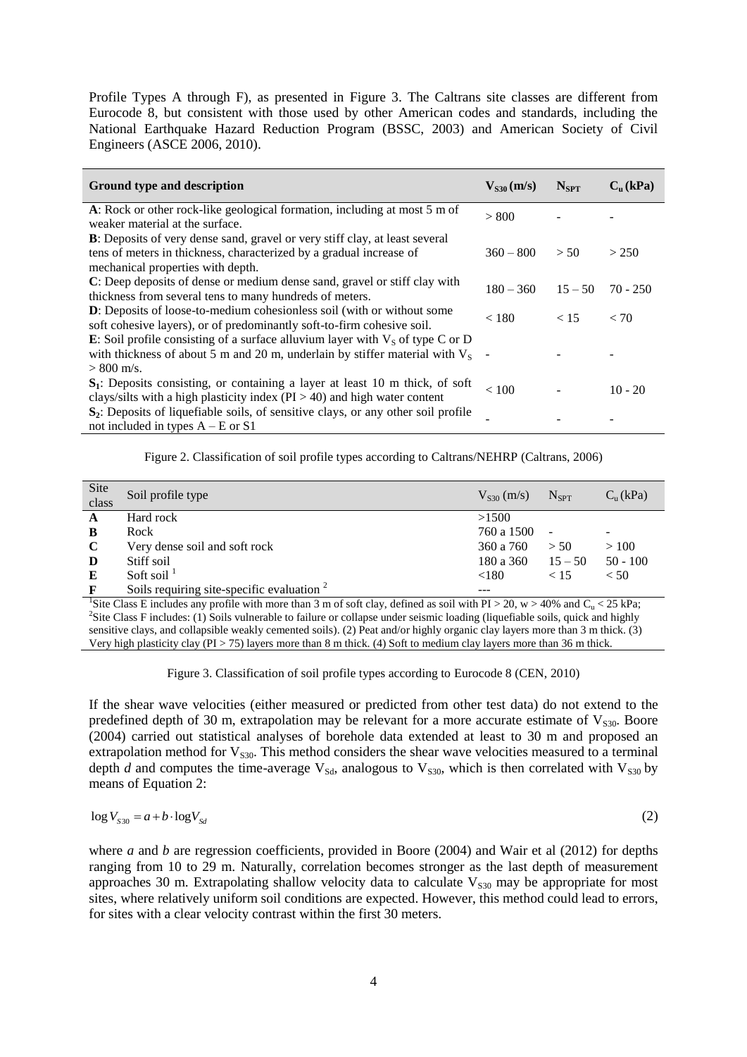Profile Types A through F), as presented in Figure 3. The Caltrans site classes are different from Eurocode 8, but consistent with those used by other American codes and standards, including the National Earthquake Hazard Reduction Program (BSSC, 2003) and American Society of Civil Engineers (ASCE 2006, 2010).

| Ground type and description | $V_{S30}$ (m/s) | $N_{SPT}$ | $C_u$ (kPa) |
|---|---|---|---|
| **A**: Rock or other rock-like geological formation, including at most 5 m of weaker material at the surface. | > 800 | - | - |
| **B**: Deposits of very dense sand, gravel or very stiff clay, at least several tens of meters in thickness, characterized by a gradual increase of mechanical properties with depth. | 360 – 800 | > 50 | > 250 |
| **C**: Deep deposits of dense or medium dense sand, gravel or stiff clay with thickness from several tens to many hundreds of meters. | 180 – 360 | 15 – 50 | 70 - 250 |
| **D**: Deposits of loose-to-medium cohesionless soil (with or without some soft cohesive layers), or of predominantly soft-to-firm cohesive soil. | < 180 | < 15 | < 70 |
| **E**: Soil profile consisting of a surface alluvium layer with $V_S$ of type C or D with thickness of about 5 m and 20 m, underlain by stiffer material with $V_S$ > 800 m/s. | - | - | - |
| **$S_1$**: Deposits consisting, or containing a layer at least 10 m thick, of soft clays/silts with a high plasticity index (PI > 40) and high water content | < 100 | - | 10 - 20 |
| **$S_2$**: Deposits of liquefiable soils, of sensitive clays, or any other soil profile not included in types A – E or S1 | - | - | - |

Figure 2. Classification of soil profile types according to Caltrans/NEHRP (Caltrans, 2006)

| Site class | Soil profile type | $V_{S30}$ (m/s) | $N_{SPT}$ | $C_u$ (kPa) |
|---|---|---|---|---|
| **A** | Hard rock | >1500 | | |
| **B** | Rock | 760 a 1500 | - | - |
| **C** | Very dense soil and soft rock | 360 a 760 | > 50 | > 100 |
| **D** | Stiff soil | 180 a 360 | 15 – 50 | 50 - 100 |
| **E** | Soft soil [1] | <180 | < 15 | < 50 |
| **F** | Soils requiring site-specific evaluation [2] | --- | | |

[1]Site Class E includes any profile with more than 3 m of soft clay, defined as soil with PI > 20, w > 40% and $C_u$ < 25 kPa; [2]Site Class F includes: (1) Soils vulnerable to failure or collapse under seismic loading (liquefiable soils, quick and highly sensitive clays, and collapsible weakly cemented soils). (2) Peat and/or highly organic clay layers more than 3 m thick. (3) Very high plasticity clay (PI > 75) layers more than 8 m thick. (4) Soft to medium clay layers more than 36 m thick.

Figure 3. Classification of soil profile types according to Eurocode 8 (CEN, 2010)

If the shear wave velocities (either measured or predicted from other test data) do not extend to the predefined depth of 30 m, extrapolation may be relevant for a more accurate estimate of $V_{S30}$. Boore (2004) carried out statistical analyses of borehole data extended at least to 30 m and proposed an extrapolation method for $V_{S30}$. This method considers the shear wave velocities measured to a terminal depth *d* and computes the time-average $V_{Sd}$, analogous to $V_{S30}$, which is then correlated with $V_{S30}$ by means of Equation 2:

$$\log V_{S30} = a + b \cdot \log V_{Sd} \tag{2}$$

where *a* and *b* are regression coefficients, provided in Boore (2004) and Wair et al (2012) for depths ranging from 10 to 29 m. Naturally, correlation becomes stronger as the last depth of measurement approaches 30 m. Extrapolating shallow velocity data to calculate $V_{S30}$ may be appropriate for most sites, where relatively uniform soil conditions are expected. However, this method could lead to errors, for sites with a clear velocity contrast within the first 30 meters.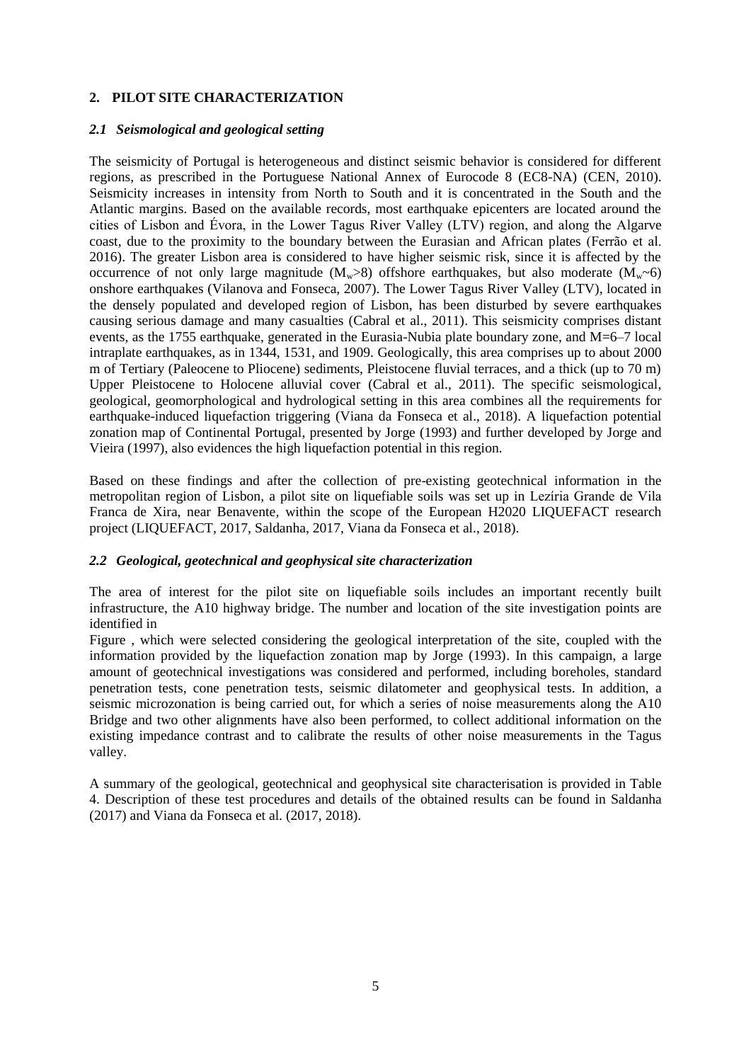## 2. PILOT SITE CHARACTERIZATION

### *2.1 Seismological and geological setting*

The seismicity of Portugal is heterogeneous and distinct seismic behavior is considered for different regions, as prescribed in the Portuguese National Annex of Eurocode 8 (EC8-NA) (CEN, 2010). Seismicity increases in intensity from North to South and it is concentrated in the South and the Atlantic margins. Based on the available records, most earthquake epicenters are located around the cities of Lisbon and Évora, in the Lower Tagus River Valley (LTV) region, and along the Algarve coast, due to the proximity to the boundary between the Eurasian and African plates (Ferrão et al. 2016). The greater Lisbon area is considered to have higher seismic risk, since it is affected by the occurrence of not only large magnitude ($M_w$>8) offshore earthquakes, but also moderate ($M_w$~6) onshore earthquakes (Vilanova and Fonseca, 2007). The Lower Tagus River Valley (LTV), located in the densely populated and developed region of Lisbon, has been disturbed by severe earthquakes causing serious damage and many casualties (Cabral et al., 2011). This seismicity comprises distant events, as the 1755 earthquake, generated in the Eurasia-Nubia plate boundary zone, and M=6–7 local intraplate earthquakes, as in 1344, 1531, and 1909. Geologically, this area comprises up to about 2000 m of Tertiary (Paleocene to Pliocene) sediments, Pleistocene fluvial terraces, and a thick (up to 70 m) Upper Pleistocene to Holocene alluvial cover (Cabral et al., 2011). The specific seismological, geological, geomorphological and hydrological setting in this area combines all the requirements for earthquake-induced liquefaction triggering (Viana da Fonseca et al., 2018). A liquefaction potential zonation map of Continental Portugal, presented by Jorge (1993) and further developed by Jorge and Vieira (1997), also evidences the high liquefaction potential in this region.

Based on these findings and after the collection of pre-existing geotechnical information in the metropolitan region of Lisbon, a pilot site on liquefiable soils was set up in Lezíria Grande de Vila Franca de Xira, near Benavente, within the scope of the European H2020 LIQUEFACT research project (LIQUEFACT, 2017, Saldanha, 2017, Viana da Fonseca et al., 2018).

### *2.2 Geological, geotechnical and geophysical site characterization*

The area of interest for the pilot site on liquefiable soils includes an important recently built infrastructure, the A10 highway bridge. The number and location of the site investigation points are identified in

Figure , which were selected considering the geological interpretation of the site, coupled with the information provided by the liquefaction zonation map by Jorge (1993). In this campaign, a large amount of geotechnical investigations was considered and performed, including boreholes, standard penetration tests, cone penetration tests, seismic dilatometer and geophysical tests. In addition, a seismic microzonation is being carried out, for which a series of noise measurements along the A10 Bridge and two other alignments have also been performed, to collect additional information on the existing impedance contrast and to calibrate the results of other noise measurements in the Tagus valley.

A summary of the geological, geotechnical and geophysical site characterisation is provided in Table 4. Description of these test procedures and details of the obtained results can be found in Saldanha (2017) and Viana da Fonseca et al. (2017, 2018).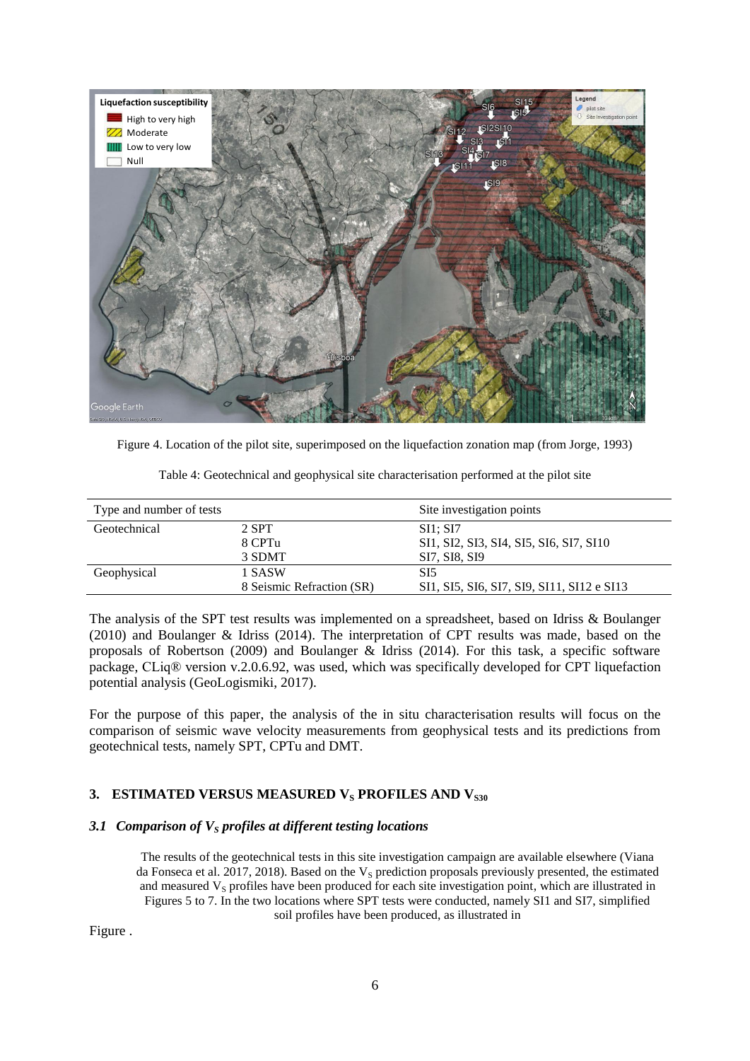Figure 4. Location of the pilot site, superimposed on the liquefaction zonation map (from Jorge, 1993)

Table 4: Geotechnical and geophysical site characterisation performed at the pilot site

| Type and number of tests | | Site investigation points |
|---|---|---|
| Geotechnical | 2 SPT | SI1; SI7 |
| | 8 CPTu | SI1, SI2, SI3, SI4, SI5, SI6, SI7, SI10 |
| | 3 SDMT | SI7, SI8, SI9 |
| Geophysical | 1 SASW | SI5 |
| | 8 Seismic Refraction (SR) | SI1, SI5, SI6, SI7, SI9, SI11, SI12 e SI13 |

The analysis of the SPT test results was implemented on a spreadsheet, based on Idriss & Boulanger (2010) and Boulanger & Idriss (2014). The interpretation of CPT results was made, based on the proposals of Robertson (2009) and Boulanger & Idriss (2014). For this task, a specific software package, CLiq® version v.2.0.6.92, was used, which was specifically developed for CPT liquefaction potential analysis (GeoLogismiki, 2017).

For the purpose of this paper, the analysis of the in situ characterisation results will focus on the comparison of seismic wave velocity measurements from geophysical tests and its predictions from geotechnical tests, namely SPT, CPTu and DMT.

## 3. ESTIMATED VERSUS MEASURED $V_S$ PROFILES AND $V_{S30}$

### *3.1 Comparison of $V_S$ profiles at different testing locations*

The results of the geotechnical tests in this site investigation campaign are available elsewhere (Viana da Fonseca et al. 2017, 2018). Based on the $V_S$ prediction proposals previously presented, the estimated and measured $V_S$ profiles have been produced for each site investigation point, which are illustrated in Figures 5 to 7. In the two locations where SPT tests were conducted, namely SI1 and SI7, simplified soil profiles have been produced, as illustrated in

Figure .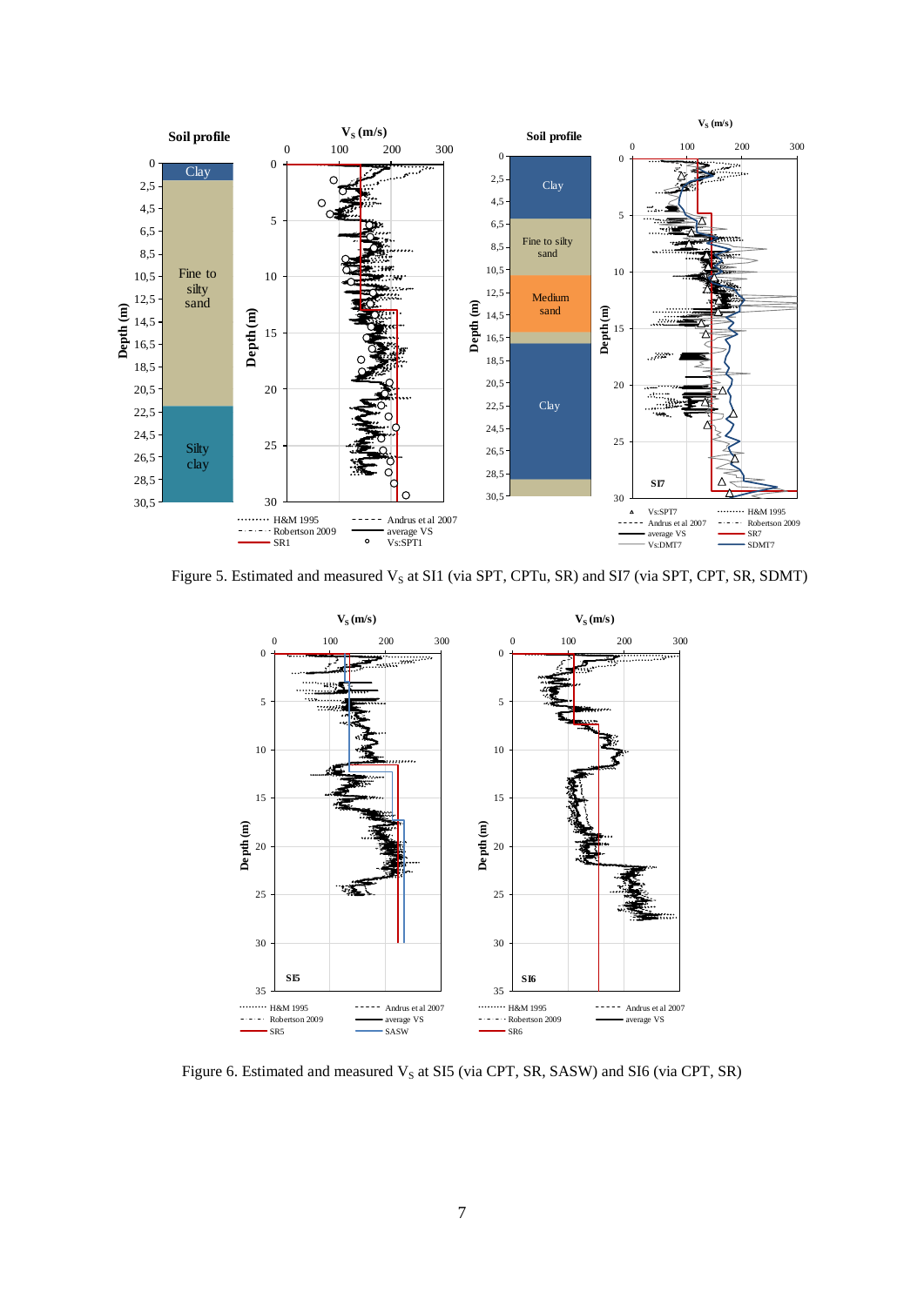Figure 5. Estimated and measured $V_S$ at SI1 (via SPT, CPTu, SR) and SI7 (via SPT, CPT, SR, SDMT)

Figure 6. Estimated and measured $V_S$ at SI5 (via CPT, SR, SASW) and SI6 (via CPT, SR)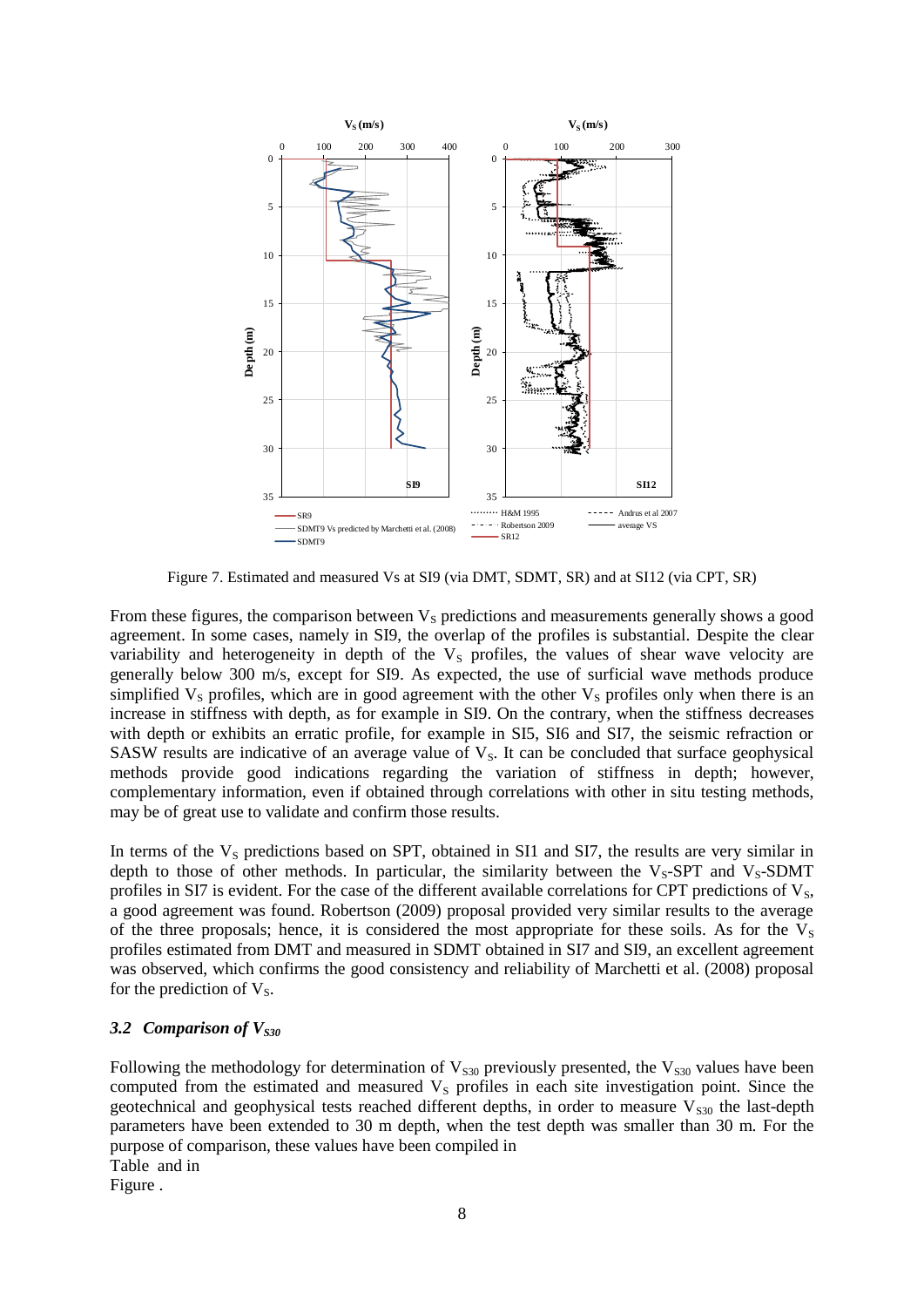Figure 7. Estimated and measured Vs at SI9 (via DMT, SDMT, SR) and at SI12 (via CPT, SR)

From these figures, the comparison between $V_S$ predictions and measurements generally shows a good agreement. In some cases, namely in SI9, the overlap of the profiles is substantial. Despite the clear variability and heterogeneity in depth of the $V_S$ profiles, the values of shear wave velocity are generally below 300 m/s, except for SI9. As expected, the use of surficial wave methods produce simplified $V_S$ profiles, which are in good agreement with the other $V_S$ profiles only when there is an increase in stiffness with depth, as for example in SI9. On the contrary, when the stiffness decreases with depth or exhibits an erratic profile, for example in SI5, SI6 and SI7, the seismic refraction or SASW results are indicative of an average value of $V_S$. It can be concluded that surface geophysical methods provide good indications regarding the variation of stiffness in depth; however, complementary information, even if obtained through correlations with other in situ testing methods, may be of great use to validate and confirm those results.

In terms of the $V_S$ predictions based on SPT, obtained in SI1 and SI7, the results are very similar in depth to those of other methods. In particular, the similarity between the $V_S$-SPT and $V_S$-SDMT profiles in SI7 is evident. For the case of the different available correlations for CPT predictions of $V_S$, a good agreement was found. Robertson (2009) proposal provided very similar results to the average of the three proposals; hence, it is considered the most appropriate for these soils. As for the $V_S$ profiles estimated from DMT and measured in SDMT obtained in SI7 and SI9, an excellent agreement was observed, which confirms the good consistency and reliability of Marchetti et al. (2008) proposal for the prediction of $V_S$.

### *3.2 Comparison of $V_{S30}$*

Following the methodology for determination of $V_{S30}$ previously presented, the $V_{S30}$ values have been computed from the estimated and measured $V_S$ profiles in each site investigation point. Since the geotechnical and geophysical tests reached different depths, in order to measure $V_{S30}$ the last-depth parameters have been extended to 30 m depth, when the test depth was smaller than 30 m. For the purpose of comparison, these values have been compiled in
Table and in
Figure .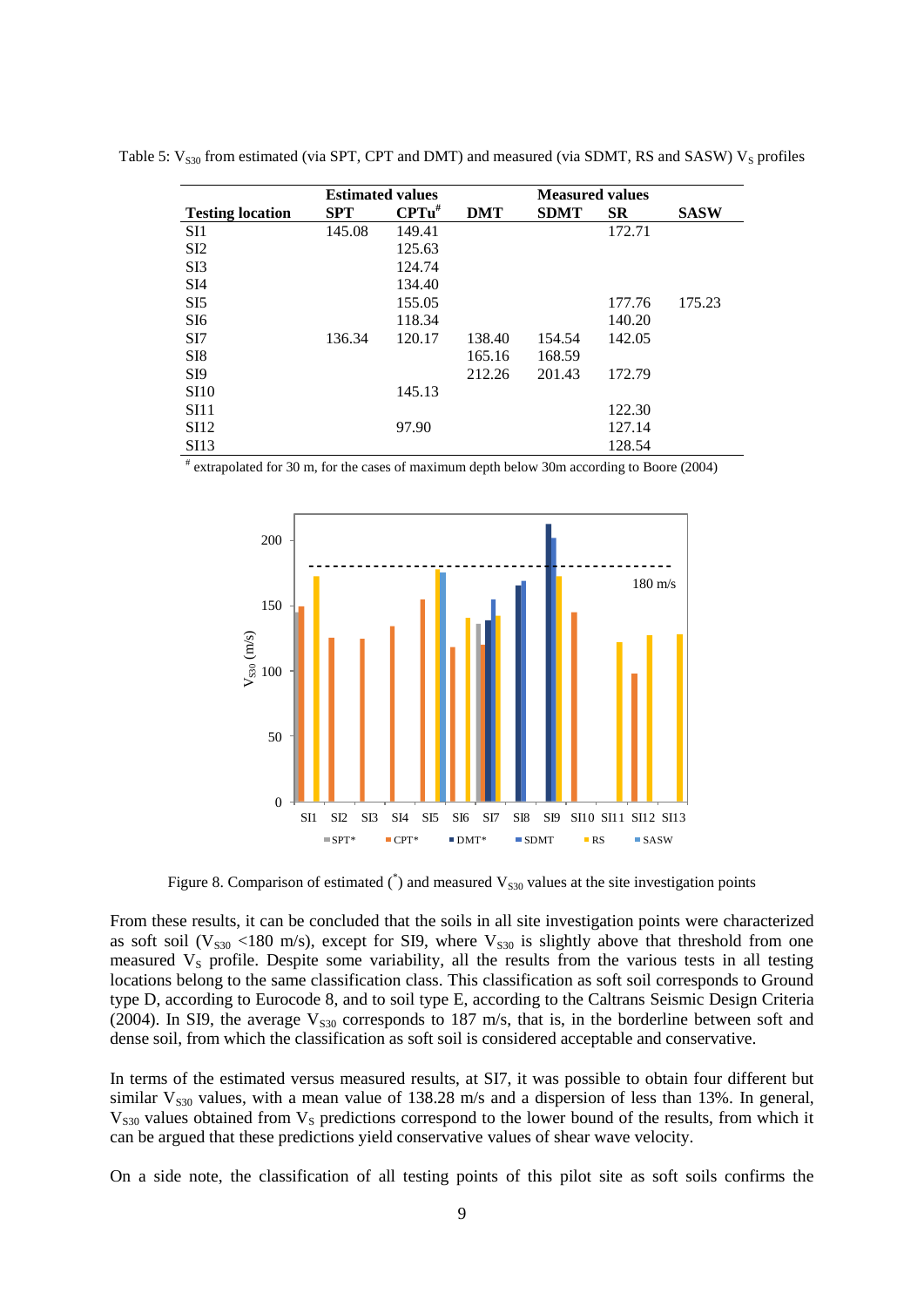Table 5: $V_{S30}$ from estimated (via SPT, CPT and DMT) and measured (via SDMT, RS and SASW) $V_S$ profiles

| | Estimated values | | | Measured values | | |
|---|---|---|---|---|---|---|
| **Testing location** | **SPT** | **CPTu#** | **DMT** | **SDMT** | **SR** | **SASW** |
| SI1 | 145.08 | 149.41 | | | 172.71 | |
| SI2 | | 125.63 | | | | |
| SI3 | | 124.74 | | | | |
| SI4 | | 134.40 | | | | |
| SI5 | | 155.05 | | | 177.76 | 175.23 |
| SI6 | | 118.34 | | | 140.20 | |
| SI7 | 136.34 | 120.17 | 138.40 | 154.54 | 142.05 | |
| SI8 | | | 165.16 | 168.59 | | |
| SI9 | | | 212.26 | 201.43 | 172.79 | |
| SI10 | | 145.13 | | | | |
| SI11 | | | | | 122.30 | |
| SI12 | | 97.90 | | | 127.14 | |
| SI13 | | | | | 128.54 | |

# extrapolated for 30 m, for the cases of maximum depth below 30m according to Boore (2004)

Figure 8. Comparison of estimated (*) and measured $V_{S30}$ values at the site investigation points

From these results, it can be concluded that the soils in all site investigation points were characterized as soft soil ($V_{S30}$ <180 m/s), except for SI9, where $V_{S30}$ is slightly above that threshold from one measured $V_S$ profile. Despite some variability, all the results from the various tests in all testing locations belong to the same classification class. This classification as soft soil corresponds to Ground type D, according to Eurocode 8, and to soil type E, according to the Caltrans Seismic Design Criteria (2004). In SI9, the average $V_{S30}$ corresponds to 187 m/s, that is, in the borderline between soft and dense soil, from which the classification as soft soil is considered acceptable and conservative.

In terms of the estimated versus measured results, at SI7, it was possible to obtain four different but similar $V_{S30}$ values, with a mean value of 138.28 m/s and a dispersion of less than 13%. In general, $V_{S30}$ values obtained from $V_S$ predictions correspond to the lower bound of the results, from which it can be argued that these predictions yield conservative values of shear wave velocity.

On a side note, the classification of all testing points of this pilot site as soft soils confirms the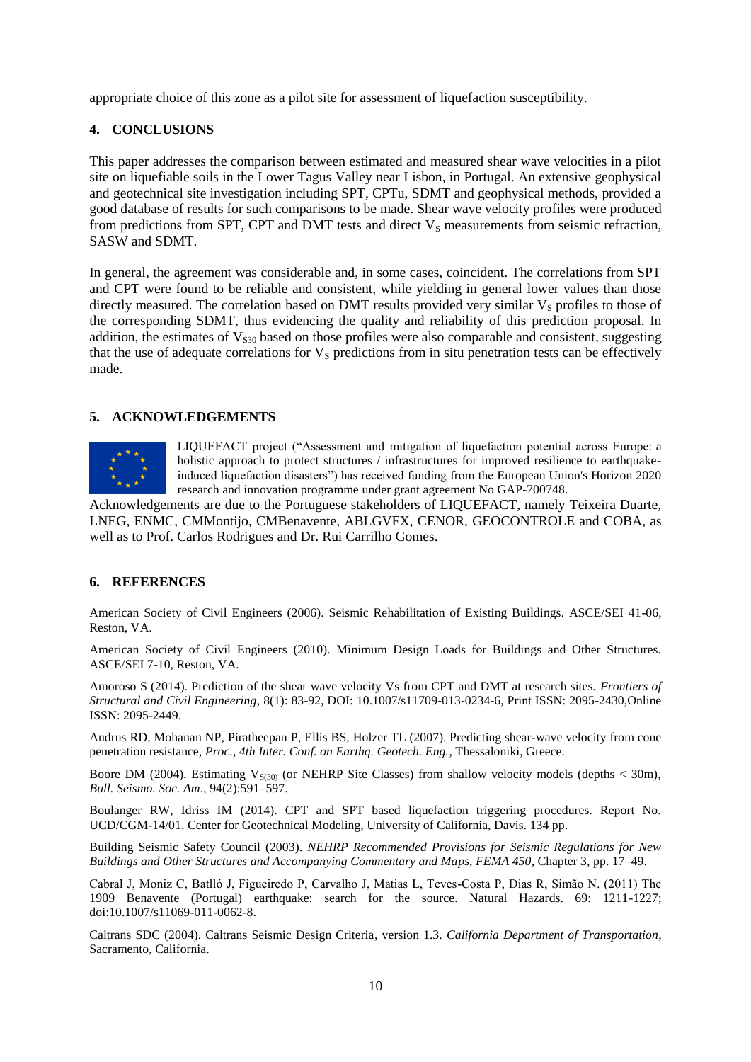appropriate choice of this zone as a pilot site for assessment of liquefaction susceptibility.

## 4. CONCLUSIONS

This paper addresses the comparison between estimated and measured shear wave velocities in a pilot site on liquefiable soils in the Lower Tagus Valley near Lisbon, in Portugal. An extensive geophysical and geotechnical site investigation including SPT, CPTu, SDMT and geophysical methods, provided a good database of results for such comparisons to be made. Shear wave velocity profiles were produced from predictions from SPT, CPT and DMT tests and direct $V_S$ measurements from seismic refraction, SASW and SDMT.

In general, the agreement was considerable and, in some cases, coincident. The correlations from SPT and CPT were found to be reliable and consistent, while yielding in general lower values than those directly measured. The correlation based on DMT results provided very similar $V_S$ profiles to those of the corresponding SDMT, thus evidencing the quality and reliability of this prediction proposal. In addition, the estimates of $V_{S30}$ based on those profiles were also comparable and consistent, suggesting that the use of adequate correlations for $V_S$ predictions from in situ penetration tests can be effectively made.

## 5. ACKNOWLEDGEMENTS

LIQUEFACT project ("Assessment and mitigation of liquefaction potential across Europe: a holistic approach to protect structures / infrastructures for improved resilience to earthquake-induced liquefaction disasters") has received funding from the European Union's Horizon 2020 research and innovation programme under grant agreement No GAP-700748.

Acknowledgements are due to the Portuguese stakeholders of LIQUEFACT, namely Teixeira Duarte, LNEG, ENMC, CMMontijo, CMBenavente, ABLGVFX, CENOR, GEOCONTROLE and COBA, as well as to Prof. Carlos Rodrigues and Dr. Rui Carrilho Gomes.

## 6. REFERENCES

American Society of Civil Engineers (2006). Seismic Rehabilitation of Existing Buildings. ASCE/SEI 41-06, Reston, VA.

American Society of Civil Engineers (2010). Minimum Design Loads for Buildings and Other Structures. ASCE/SEI 7-10, Reston, VA.

Amoroso S (2014). Prediction of the shear wave velocity Vs from CPT and DMT at research sites. *Frontiers of Structural and Civil Engineering*, 8(1): 83-92, DOI: 10.1007/s11709-013-0234-6, Print ISSN: 2095-2430,Online ISSN: 2095-2449.

Andrus RD, Mohanan NP, Piratheepan P, Ellis BS, Holzer TL (2007). Predicting shear-wave velocity from cone penetration resistance, *Proc., 4th Inter. Conf. on Earthq. Geotech. Eng.*, Thessaloniki, Greece.

Boore DM (2004). Estimating $V_{S(30)}$ (or NEHRP Site Classes) from shallow velocity models (depths < 30m), *Bull. Seismo. Soc. Am*., 94(2):591–597.

Boulanger RW, Idriss IM (2014). CPT and SPT based liquefaction triggering procedures. Report No. UCD/CGM-14/01. Center for Geotechnical Modeling, University of California, Davis. 134 pp.

Building Seismic Safety Council (2003). *NEHRP Recommended Provisions for Seismic Regulations for New Buildings and Other Structures and Accompanying Commentary and Maps*, *FEMA 450*, Chapter 3, pp. 17–49.

Cabral J, Moniz C, Batlló J, Figueiredo P, Carvalho J, Matias L, Teves-Costa P, Dias R, Simão N. (2011) The 1909 Benavente (Portugal) earthquake: search for the source. Natural Hazards. 69: 1211-1227; doi:10.1007/s11069-011-0062-8.

Caltrans SDC (2004). Caltrans Seismic Design Criteria, version 1.3. *California Department of Transportation*, Sacramento, California.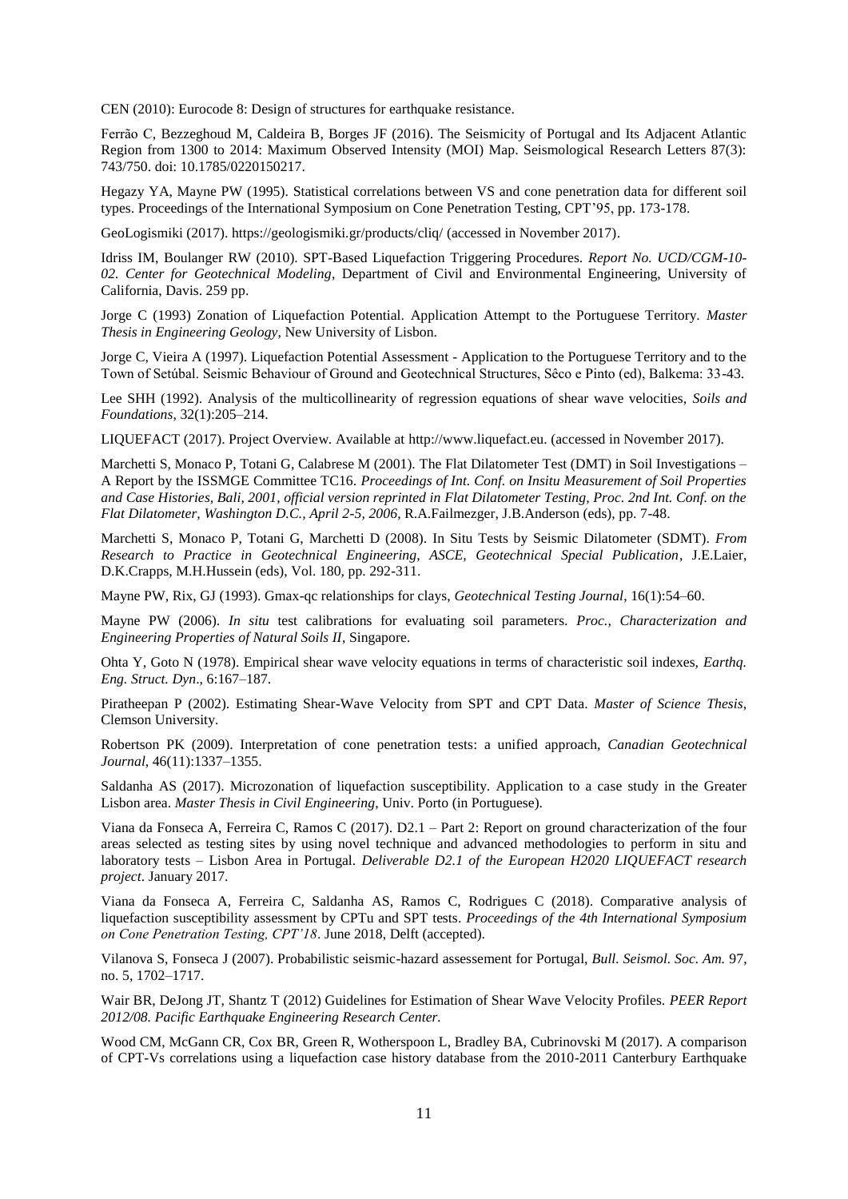CEN (2010): Eurocode 8: Design of structures for earthquake resistance.

Ferrão C, Bezzeghoud M, Caldeira B, Borges JF (2016). The Seismicity of Portugal and Its Adjacent Atlantic Region from 1300 to 2014: Maximum Observed Intensity (MOI) Map. Seismological Research Letters 87(3): 743/750. doi: 10.1785/0220150217.

Hegazy YA, Mayne PW (1995). Statistical correlations between VS and cone penetration data for different soil types. Proceedings of the International Symposium on Cone Penetration Testing, CPT'95, pp. 173-178.

GeoLogismiki (2017). https://geologismiki.gr/products/cliq/ (accessed in November 2017).

Idriss IM, Boulanger RW (2010). SPT-Based Liquefaction Triggering Procedures. *Report No. UCD/CGM-10-02. Center for Geotechnical Modeling*, Department of Civil and Environmental Engineering, University of California, Davis. 259 pp.

Jorge C (1993) Zonation of Liquefaction Potential. Application Attempt to the Portuguese Territory. *Master Thesis in Engineering Geology*, New University of Lisbon.

Jorge C, Vieira A (1997). Liquefaction Potential Assessment - Application to the Portuguese Territory and to the Town of Setúbal. Seismic Behaviour of Ground and Geotechnical Structures, Sêco e Pinto (ed), Balkema: 33-43.

Lee SHH (1992). Analysis of the multicollinearity of regression equations of shear wave velocities, *Soils and Foundations*, 32(1):205–214.

LIQUEFACT (2017). Project Overview. Available at http://www.liquefact.eu. (accessed in November 2017).

Marchetti S, Monaco P, Totani G, Calabrese M (2001). The Flat Dilatometer Test (DMT) in Soil Investigations – A Report by the ISSMGE Committee TC16. *Proceedings of Int. Conf. on Insitu Measurement of Soil Properties and Case Histories, Bali, 2001, official version reprinted in Flat Dilatometer Testing, Proc. 2nd Int. Conf. on the Flat Dilatometer, Washington D.C., April 2-5, 2006*, R.A.Failmezger, J.B.Anderson (eds), pp. 7-48.

Marchetti S, Monaco P, Totani G, Marchetti D (2008). In Situ Tests by Seismic Dilatometer (SDMT). *From Research to Practice in Geotechnical Engineering, ASCE, Geotechnical Special Publication*, J.E.Laier, D.K.Crapps, M.H.Hussein (eds), Vol. 180, pp. 292-311.

Mayne PW, Rix, GJ (1993). Gmax-qc relationships for clays, *Geotechnical Testing Journal*, 16(1):54–60.

Mayne PW (2006). *In situ* test calibrations for evaluating soil parameters. *Proc., Characterization and Engineering Properties of Natural Soils II*, Singapore.

Ohta Y, Goto N (1978). Empirical shear wave velocity equations in terms of characteristic soil indexes, *Earthq. Eng. Struct. Dyn*., 6:167–187.

Piratheepan P (2002). Estimating Shear-Wave Velocity from SPT and CPT Data. *Master of Science Thesis*, Clemson University.

Robertson PK (2009). Interpretation of cone penetration tests: a unified approach, *Canadian Geotechnical Journal*, 46(11):1337–1355.

Saldanha AS (2017). Microzonation of liquefaction susceptibility. Application to a case study in the Greater Lisbon area. *Master Thesis in Civil Engineering*, Univ. Porto (in Portuguese).

Viana da Fonseca A, Ferreira C, Ramos C (2017). D2.1 – Part 2: Report on ground characterization of the four areas selected as testing sites by using novel technique and advanced methodologies to perform in situ and laboratory tests – Lisbon Area in Portugal. *Deliverable D2.1 of the European H2020 LIQUEFACT research project*. January 2017.

Viana da Fonseca A, Ferreira C, Saldanha AS, Ramos C, Rodrigues C (2018). Comparative analysis of liquefaction susceptibility assessment by CPTu and SPT tests. *Proceedings of the 4th International Symposium on Cone Penetration Testing, CPT'18*. June 2018, Delft (accepted).

Vilanova S, Fonseca J (2007). Probabilistic seismic-hazard assessement for Portugal, *Bull. Seismol. Soc. Am.* 97, no. 5, 1702–1717.

Wair BR, DeJong JT, Shantz T (2012) Guidelines for Estimation of Shear Wave Velocity Profiles. *PEER Report 2012/08. Pacific Earthquake Engineering Research Center.*

Wood CM, McGann CR, Cox BR, Green R, Wotherspoon L, Bradley BA, Cubrinovski M (2017). A comparison of CPT-Vs correlations using a liquefaction case history database from the 2010-2011 Canterbury Earthquake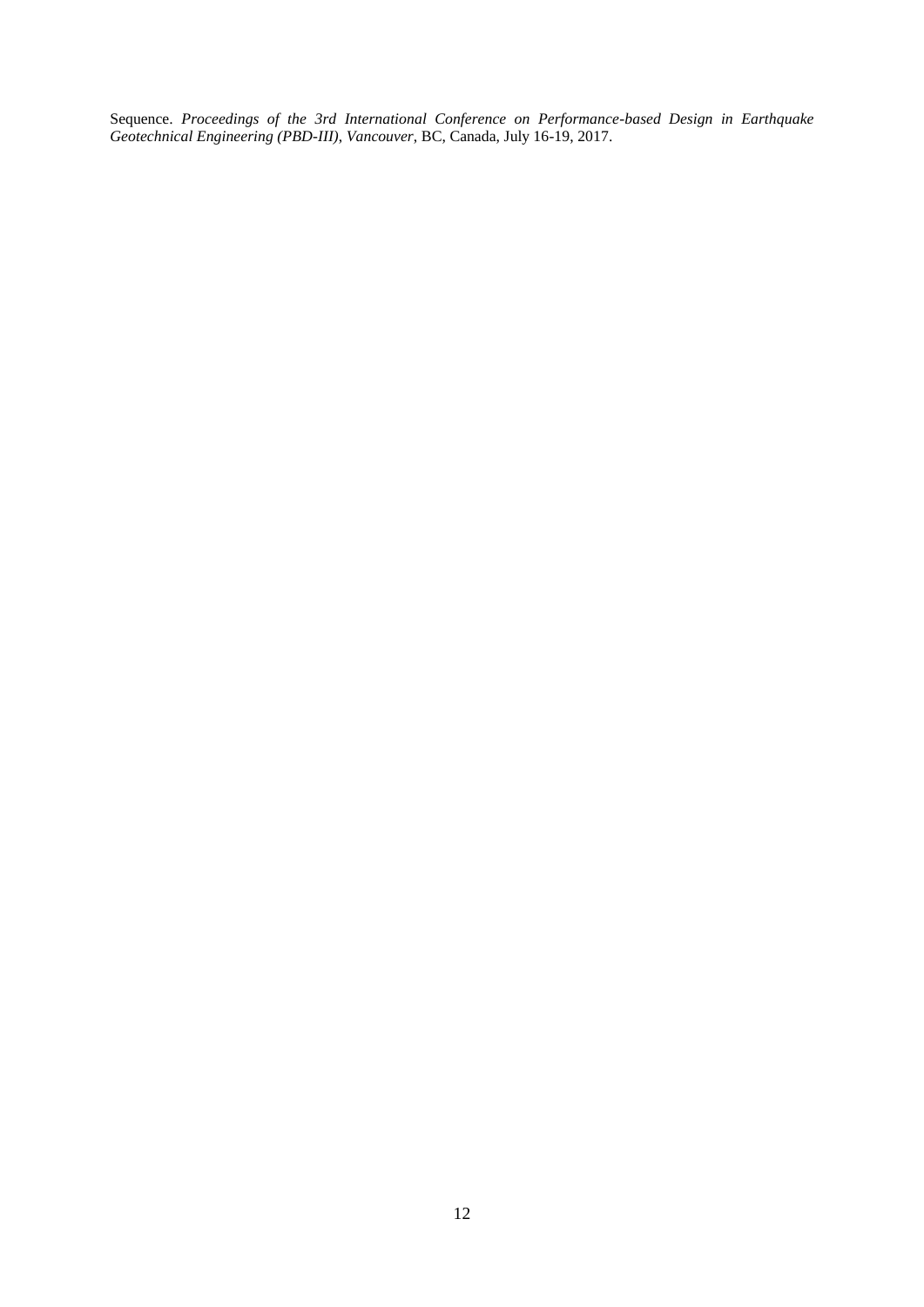Sequence. *Proceedings of the 3rd International Conference on Performance-based Design in Earthquake Geotechnical Engineering (PBD-III), Vancouver*, BC, Canada, July 16-19, 2017.